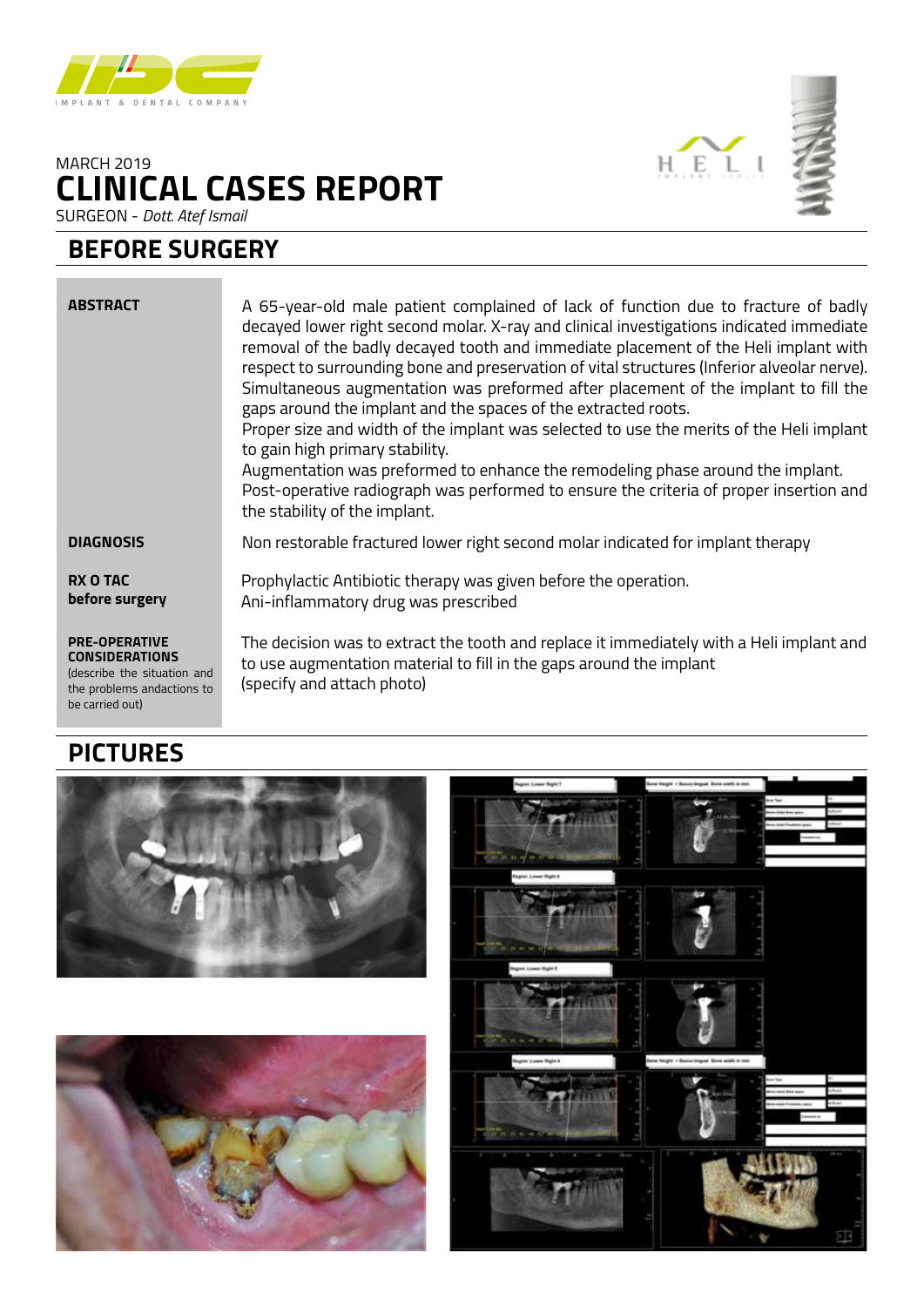MARCH 2019

# CLINICAL CASES REPORT

SURGEON - *Dott. Atef Ismail*

## BEFORE SURGERY

| | |
|---|---|
| **ABSTRACT** | A 65-year-old male patient complained of lack of function due to fracture of badly decayed lower right second molar. X-ray and clinical investigations indicated immediate removal of the badly decayed tooth and immediate placement of the Heli implant with respect to surrounding bone and preservation of vital structures (Inferior alveolar nerve). Simultaneous augmentation was preformed after placement of the implant to fill the gaps around the implant and the spaces of the extracted roots.<br>Proper size and width of the implant was selected to use the merits of the Heli implant to gain high primary stability.<br>Augmentation was preformed to enhance the remodeling phase around the implant.<br>Post-operative radiograph was performed to ensure the criteria of proper insertion and the stability of the implant. |
| **DIAGNOSIS** | Non restorable fractured lower right second molar indicated for implant therapy |
| **RX O TAC before surgery** | Prophylactic Antibiotic therapy was given before the operation.<br>Ani-inflammatory drug was prescribed |
| **PRE-OPERATIVE CONSIDERATIONS** (describe the situation and the problems andactions to be carried out) | The decision was to extract the tooth and replace it immediately with a Heli implant and to use augmentation material to fill in the gaps around the implant<br>(specify and attach photo) |

## PICTURES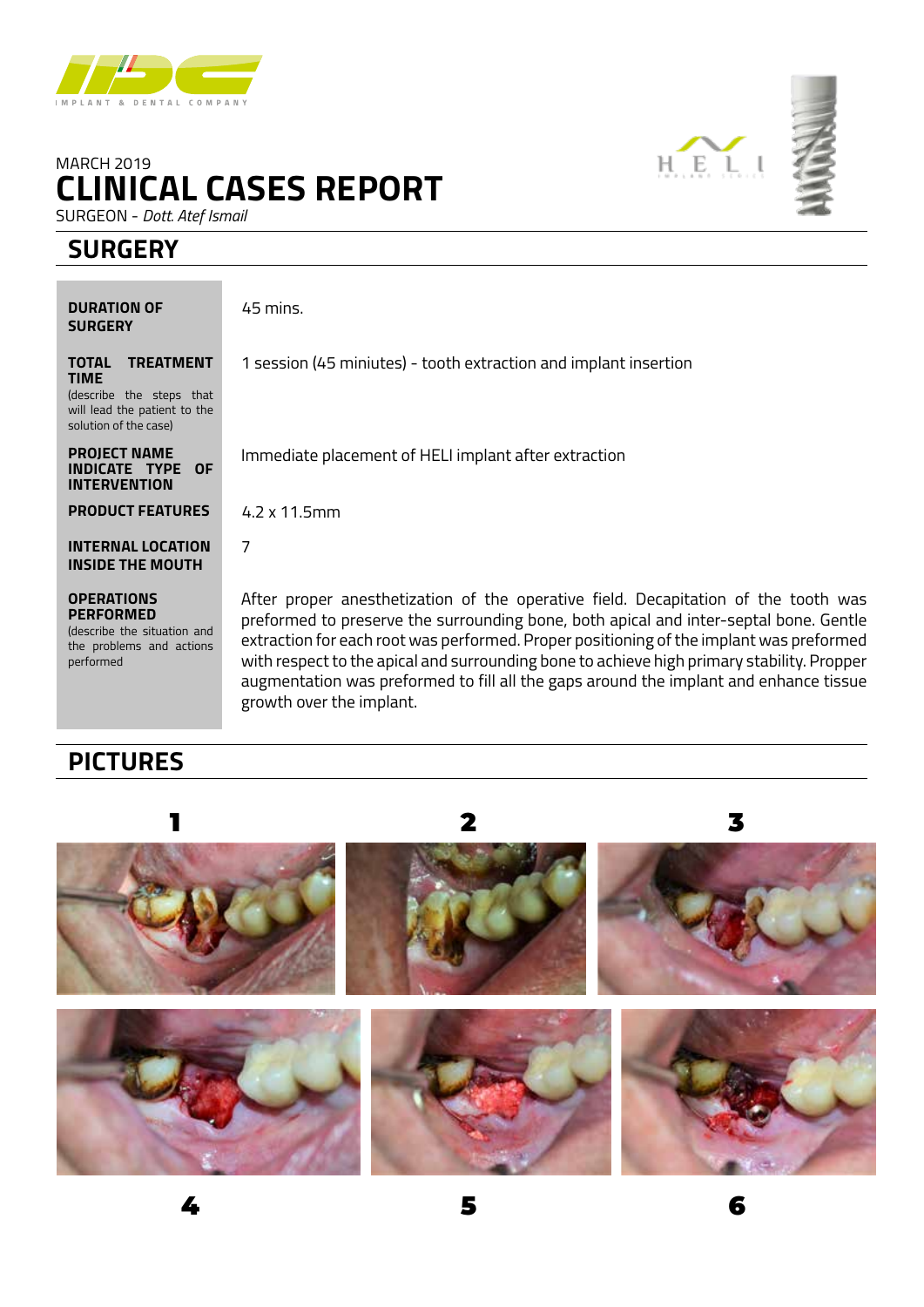MARCH 2019

# CLINICAL CASES REPORT

SURGEON - *Dott. Atef Ismail*

## SURGERY

| | |
|---|---|
| **DURATION OF SURGERY** | 45 mins. |
| **TOTAL TREATMENT TIME** (describe the steps that will lead the patient to the solution of the case) | 1 session (45 miniutes) - tooth extraction and implant insertion |
| **PROJECT NAME INDICATE TYPE OF INTERVENTION** | Immediate placement of HELI implant after extraction |
| **PRODUCT FEATURES** | 4.2 x 11.5mm |
| **INTERNAL LOCATION INSIDE THE MOUTH** | 7 |
| **OPERATIONS PERFORMED** (describe the situation and the problems and actions performed | After proper anesthetization of the operative field. Decapitation of the tooth was preformed to preserve the surrounding bone, both apical and inter-septal bone. Gentle extraction for each root was performed. Proper positioning of the implant was preformed with respect to the apical and surrounding bone to achieve high primary stability. Propper augmentation was preformed to fill all the gaps around the implant and enhance tissue growth over the implant. |

## PICTURES

1 2 3

4 5 6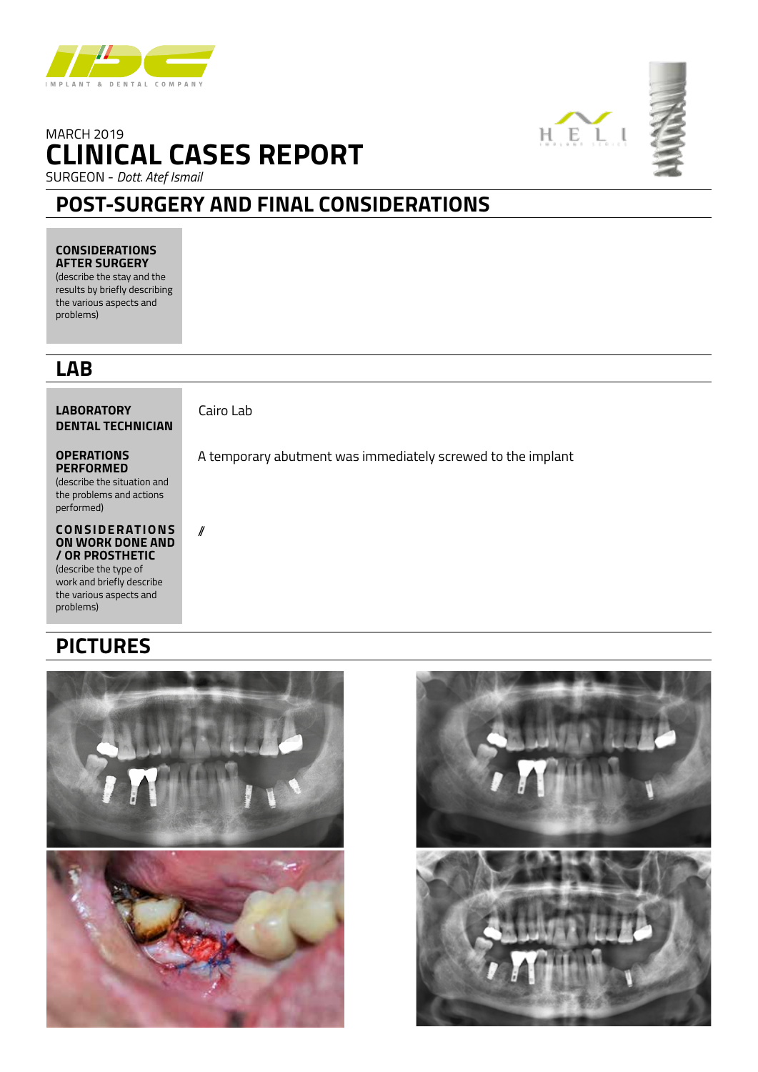MARCH 2019

# CLINICAL CASES REPORT

SURGEON - *Dott. Atef Ismail*

## POST-SURGERY AND FINAL CONSIDERATIONS

**CONSIDERATIONS AFTER SURGERY**
(describe the stay and the results by briefly describing the various aspects and problems)

## LAB

| | |
|---|---|
| **LABORATORY DENTAL TECHNICIAN** | Cairo Lab |
| **OPERATIONS PERFORMED** (describe the situation and the problems and actions performed) | A temporary abutment was immediately screwed to the implant |
| **CONSIDERATIONS ON WORK DONE AND / OR PROSTHETIC** (describe the type of work and briefly describe the various aspects and problems) | // |

## PICTURES